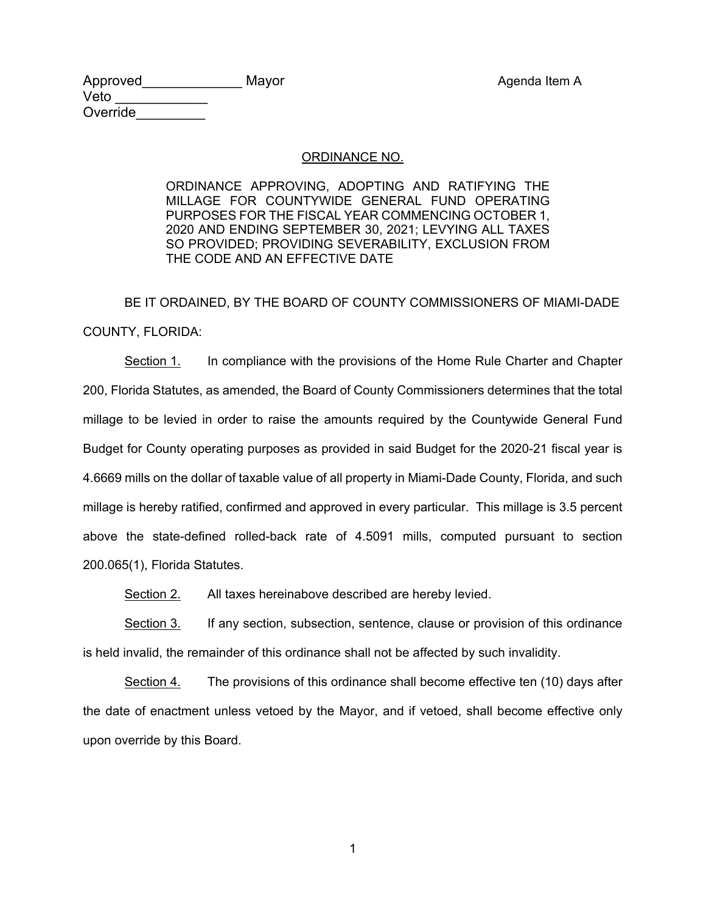Approved_____________ Mayor
Veto ____________
Override_________

Agenda Item A

<u>ORDINANCE NO.</u>

ORDINANCE APPROVING, ADOPTING AND RATIFYING THE MILLAGE FOR COUNTYWIDE GENERAL FUND OPERATING PURPOSES FOR THE FISCAL YEAR COMMENCING OCTOBER 1, 2020 AND ENDING SEPTEMBER 30, 2021; LEVYING ALL TAXES SO PROVIDED; PROVIDING SEVERABILITY, EXCLUSION FROM THE CODE AND AN EFFECTIVE DATE

BE IT ORDAINED, BY THE BOARD OF COUNTY COMMISSIONERS OF MIAMI-DADE COUNTY, FLORIDA:

<u>Section 1.</u> In compliance with the provisions of the Home Rule Charter and Chapter 200, Florida Statutes, as amended, the Board of County Commissioners determines that the total millage to be levied in order to raise the amounts required by the Countywide General Fund Budget for County operating purposes as provided in said Budget for the 2020-21 fiscal year is 4.6669 mills on the dollar of taxable value of all property in Miami-Dade County, Florida, and such millage is hereby ratified, confirmed and approved in every particular. This millage is 3.5 percent above the state-defined rolled-back rate of 4.5091 mills, computed pursuant to section 200.065(1), Florida Statutes.

<u>Section 2.</u> All taxes hereinabove described are hereby levied.

<u>Section 3.</u> If any section, subsection, sentence, clause or provision of this ordinance is held invalid, the remainder of this ordinance shall not be affected by such invalidity.

<u>Section 4.</u> The provisions of this ordinance shall become effective ten (10) days after the date of enactment unless vetoed by the Mayor, and if vetoed, shall become effective only upon override by this Board.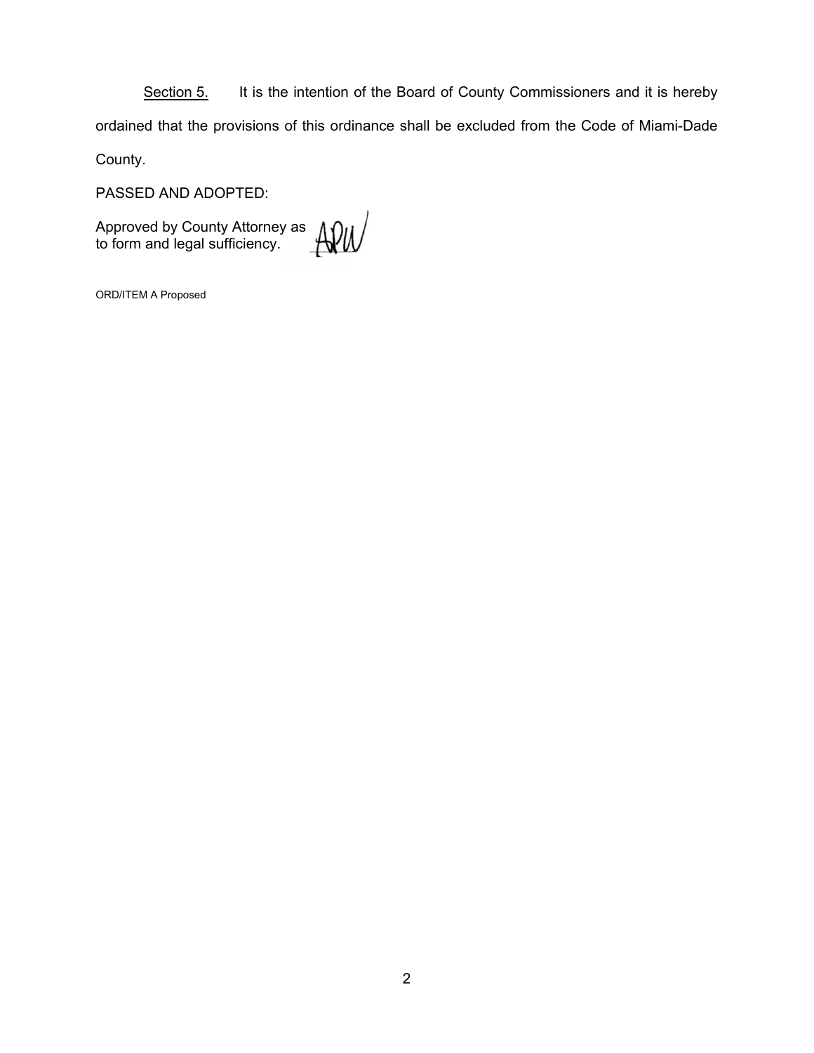<u>Section 5.</u> It is the intention of the Board of County Commissioners and it is hereby ordained that the provisions of this ordinance shall be excluded from the Code of Miami-Dade County.

PASSED AND ADOPTED:

Approved by County Attorney as to form and legal sufficiency. APW

ORD/ITEM A Proposed